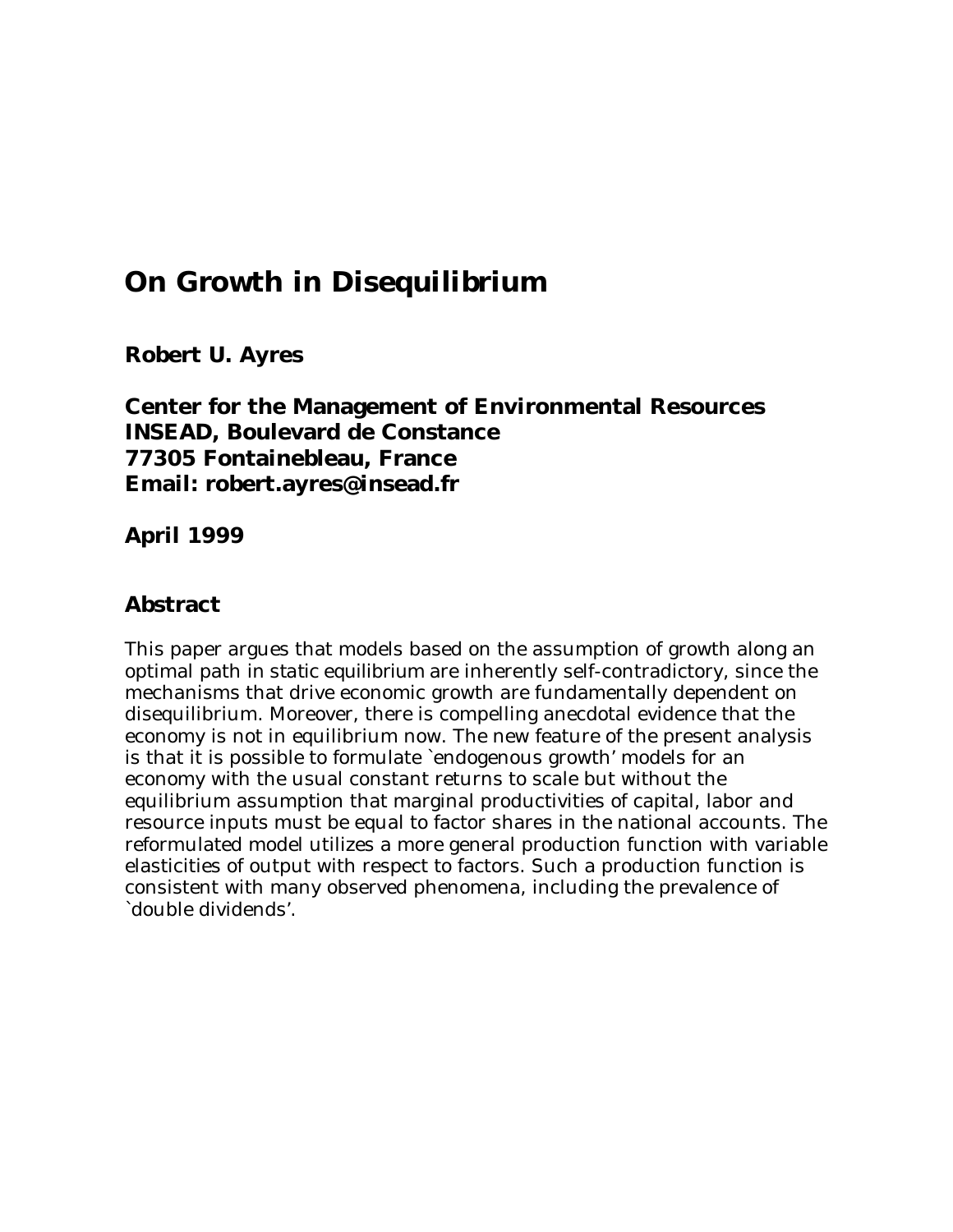# On Growth in Disequilibrium

**Robert U. Ayres**

**Center for the Management of Environmental Resources**
**INSEAD, Boulevard de Constance**
**77305 Fontainebleau, France**
**Email: robert.ayres@insead.fr**

**April 1999**

## Abstract

This paper argues that models based on the assumption of growth along an optimal path in static equilibrium are inherently self-contradictory, since the mechanisms that drive economic growth are fundamentally dependent on disequilibrium. Moreover, there is compelling anecdotal evidence that the economy is not in equilibrium now. The new feature of the present analysis is that it is possible to formulate `endogenous growth' models for an economy with the usual constant returns to scale but without the equilibrium assumption that marginal productivities of capital, labor and resource inputs must be equal to factor shares in the national accounts. The reformulated model utilizes a more general production function with variable elasticities of output with respect to factors. Such a production function is consistent with many observed phenomena, including the prevalence of `double dividends'.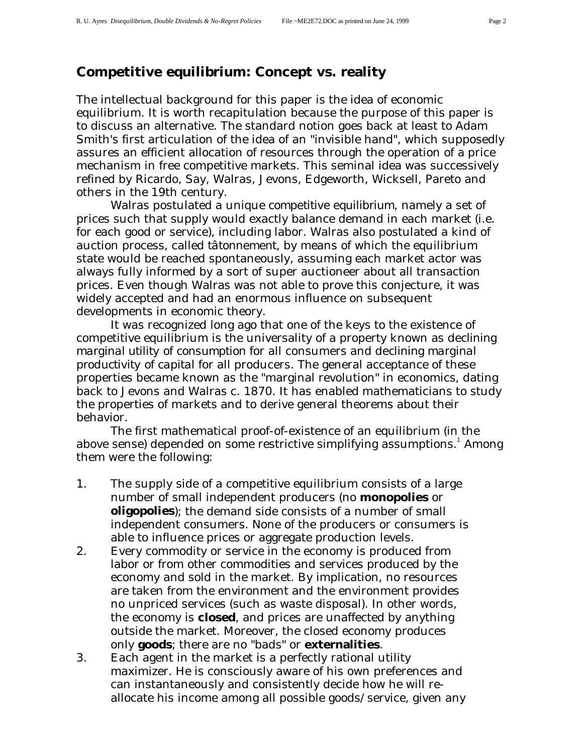## Competitive equilibrium: Concept vs. reality

The intellectual background for this paper is the idea of economic equilibrium. It is worth recapitulation because the purpose of this paper is to discuss an alternative. The standard notion goes back at least to Adam Smith's first articulation of the idea of an "invisible hand", which supposedly assures an efficient allocation of resources through the operation of a price mechanism in free competitive markets. This seminal idea was successively refined by Ricardo, Say, Walras, Jevons, Edgeworth, Wicksell, Pareto and others in the 19th century.

Walras postulated a unique competitive equilibrium, namely a set of prices such that supply would exactly balance demand in each market (i.e. for each good or service), including labor. Walras also postulated a kind of auction process, called tâtonnement, by means of which the equilibrium state would be reached spontaneously, assuming each market actor was always fully informed by a sort of super auctioneer about all transaction prices. Even though Walras was not able to prove this conjecture, it was widely accepted and had an enormous influence on subsequent developments in economic theory.

It was recognized long ago that one of the keys to the existence of competitive equilibrium is the universality of a property known as declining marginal utility of consumption for all consumers and declining marginal productivity of capital for all producers. The general acceptance of these properties became known as the "marginal revolution" in economics, dating back to Jevons and Walras c. 1870. It has enabled mathematicians to study the properties of markets and to derive general theorems about their behavior.

The first mathematical proof-of-existence of an equilibrium (in the above sense) depended on some restrictive simplifying assumptions.[1] Among them were the following:

1. The supply side of a competitive equilibrium consists of a large number of small independent producers (no **monopolies** or **oligopolies**); the demand side consists of a number of small independent consumers. None of the producers or consumers is able to influence prices or aggregate production levels.
2. Every commodity or service in the economy is produced from labor or from other commodities and services produced by the economy and sold in the market. By implication, no resources are taken from the environment and the environment provides no unpriced services (such as waste disposal). In other words, the economy is **closed**, and prices are unaffected by anything outside the market. Moreover, the closed economy produces only **goods**; there are no "bads" or **externalities**.
3. Each agent in the market is a perfectly rational utility maximizer. He is consciously aware of his own preferences and can instantaneously and consistently decide how he will re-allocate his income among all possible goods/service, given any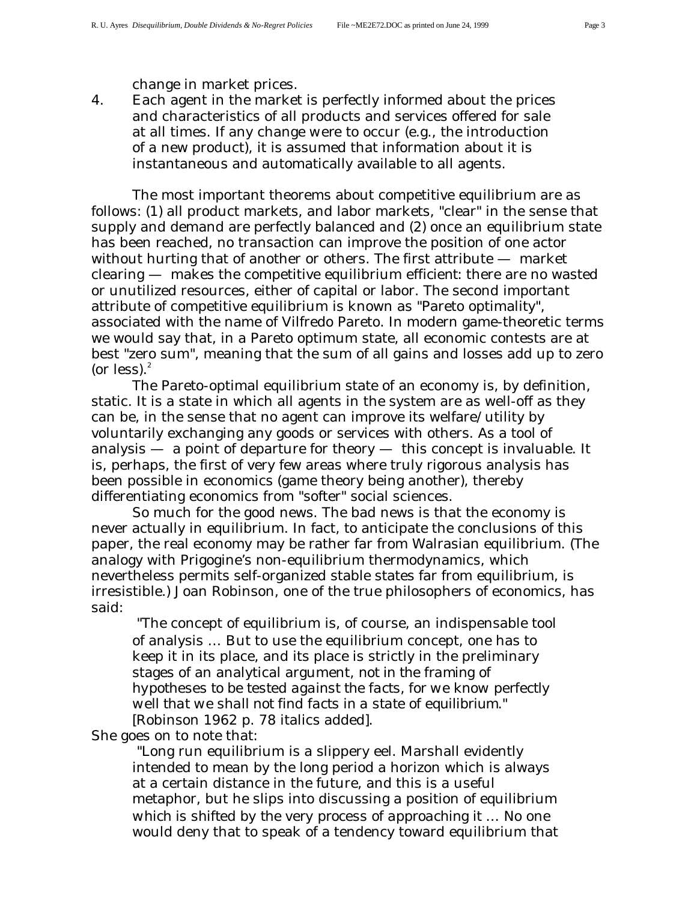change in market prices.

4. Each agent in the market is perfectly informed about the prices and characteristics of all products and services offered for sale at all times. If any change were to occur (e.g., the introduction of a new product), it is assumed that information about it is instantaneous and automatically available to all agents.

The most important theorems about competitive equilibrium are as follows: (1) all product markets, and labor markets, "clear" in the sense that supply and demand are perfectly balanced and (2) once an equilibrium state has been reached, no transaction can improve the position of one actor without hurting that of another or others. The first attribute — market clearing — makes the competitive equilibrium efficient: there are no wasted or unutilized resources, either of capital or labor. The second important attribute of competitive equilibrium is known as "Pareto optimality", associated with the name of Vilfredo Pareto. In modern game-theoretic terms we would say that, in a Pareto optimum state, all economic contests are at best "zero sum", meaning that the sum of all gains and losses add up to zero (or less).[2]

The Pareto-optimal equilibrium state of an economy is, by definition, static. It is a state in which all agents in the system are as well-off as they can be, in the sense that no agent can improve its welfare/utility by voluntarily exchanging any goods or services with others. As a tool of analysis — a point of departure for theory — this concept is invaluable. It is, perhaps, the first of very few areas where truly rigorous analysis has been possible in economics (game theory being another), thereby differentiating economics from "softer" social sciences.

So much for the good news. The bad news is that the economy is never actually in equilibrium. In fact, to anticipate the conclusions of this paper, the real economy may be rather far from Walrasian equilibrium. (The analogy with Prigogine's non-equilibrium thermodynamics, which nevertheless permits self-organized stable states far from equilibrium, is irresistible.) Joan Robinson, one of the true philosophers of economics, has said:

> "The concept of equilibrium is, of course, an indispensable tool of analysis … But to use the equilibrium concept, one has to keep it in its place, and its place is strictly in the preliminary stages of an analytical argument, *not in the framing of hypotheses to be tested against the facts, for we know perfectly well that we shall not find facts in a state of equilibrium*." [Robinson 1962 p. 78 italics added].

She goes on to note that:

> "Long run equilibrium is a slippery eel. Marshall evidently intended to mean by the long period a horizon which is always at a certain distance in the future, and this is a useful metaphor, but he slips into discussing a position of equilibrium which is shifted by the very process of approaching it … No one would deny that to speak of a tendency toward equilibrium that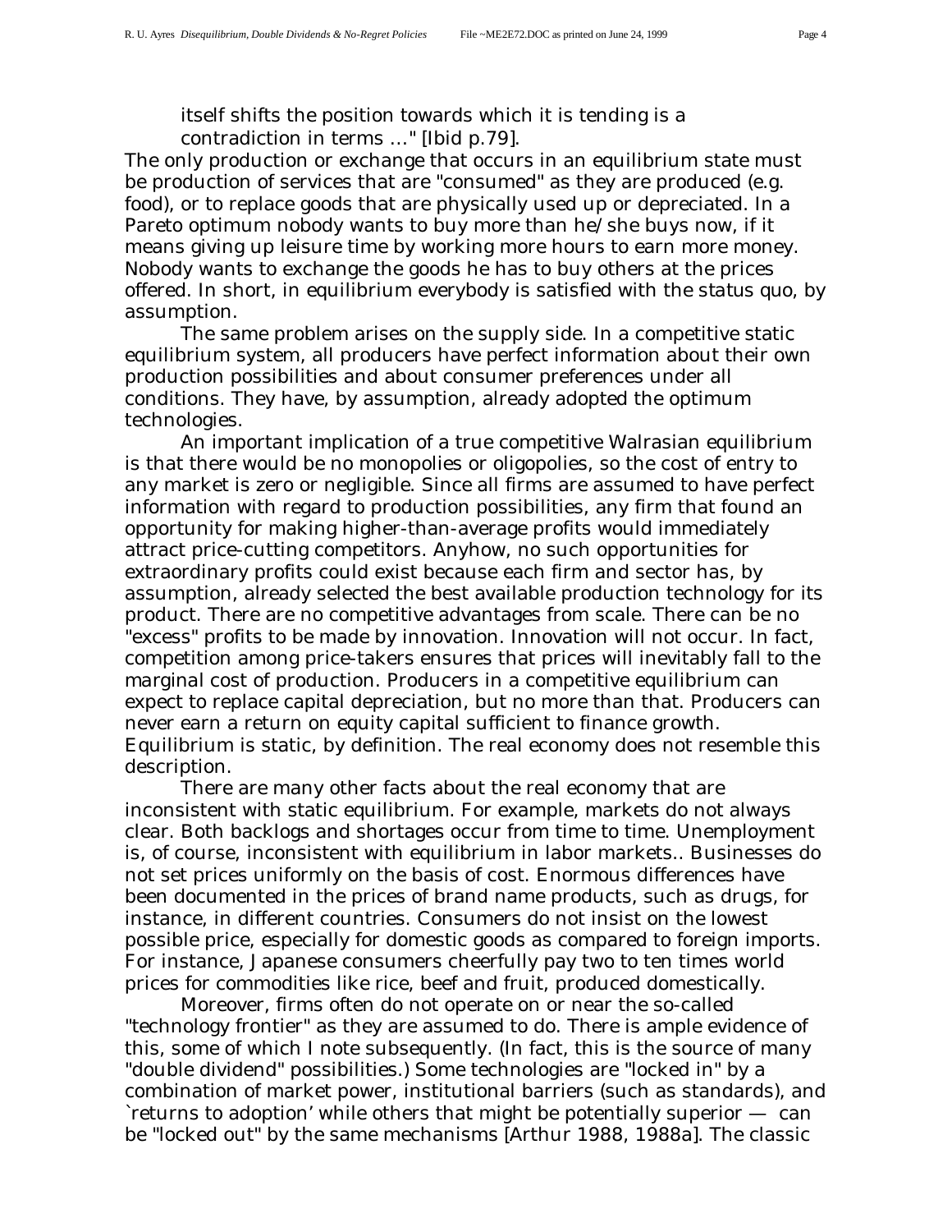itself shifts the position towards which it is tending is a contradiction in terms …" [Ibid p.79].

The only production or exchange that occurs in an equilibrium state must be production of services that are "consumed" as they are produced (e.g. food), or to replace goods that are physically used up or depreciated. In a Pareto optimum nobody wants to buy more than he/she buys now, if it means giving up leisure time by working more hours to earn more money. Nobody wants to exchange the goods he has to buy others at the prices offered. In short, in equilibrium everybody is satisfied with the status quo, by assumption.

The same problem arises on the supply side. In a competitive static equilibrium system, all producers have perfect information about their own production possibilities and about consumer preferences under all conditions. They have, by assumption, already adopted the optimum technologies.

An important implication of a true competitive Walrasian equilibrium is that there would be no monopolies or oligopolies, so the cost of entry to any market is zero or negligible. Since all firms are assumed to have perfect information with regard to production possibilities, any firm that found an opportunity for making higher-than-average profits would immediately attract price-cutting competitors. Anyhow, no such opportunities for extraordinary profits could exist because each firm and sector has, by assumption, already selected the best available production technology for its product. There are no competitive advantages from scale. There can be no "excess" profits to be made by innovation. Innovation will not occur. In fact, competition among price-takers ensures that prices will inevitably fall to the marginal cost of production. Producers in a competitive equilibrium can expect to replace capital depreciation, but no more than that. Producers can never earn a return on equity capital sufficient to finance growth. Equilibrium is static, by definition. The real economy does not resemble this description.

There are many other facts about the real economy that are inconsistent with static equilibrium. For example, markets do not always clear. Both backlogs and shortages occur from time to time. Unemployment is, of course, inconsistent with equilibrium in labor markets.. Businesses do not set prices uniformly on the basis of cost. Enormous differences have been documented in the prices of brand name products, such as drugs, for instance, in different countries. Consumers do not insist on the lowest possible price, especially for domestic goods as compared to foreign imports. For instance, Japanese consumers cheerfully pay two to ten times world prices for commodities like rice, beef and fruit, produced domestically.

Moreover, firms often do not operate on or near the so-called "technology frontier" as they are assumed to do. There is ample evidence of this, some of which I note subsequently. (In fact, this is the source of many "double dividend" possibilities.) Some technologies are "locked in" by a combination of market power, institutional barriers (such as standards), and `returns to adoption' while others that might be potentially superior — can be "locked out" by the same mechanisms [Arthur 1988, 1988a]. The classic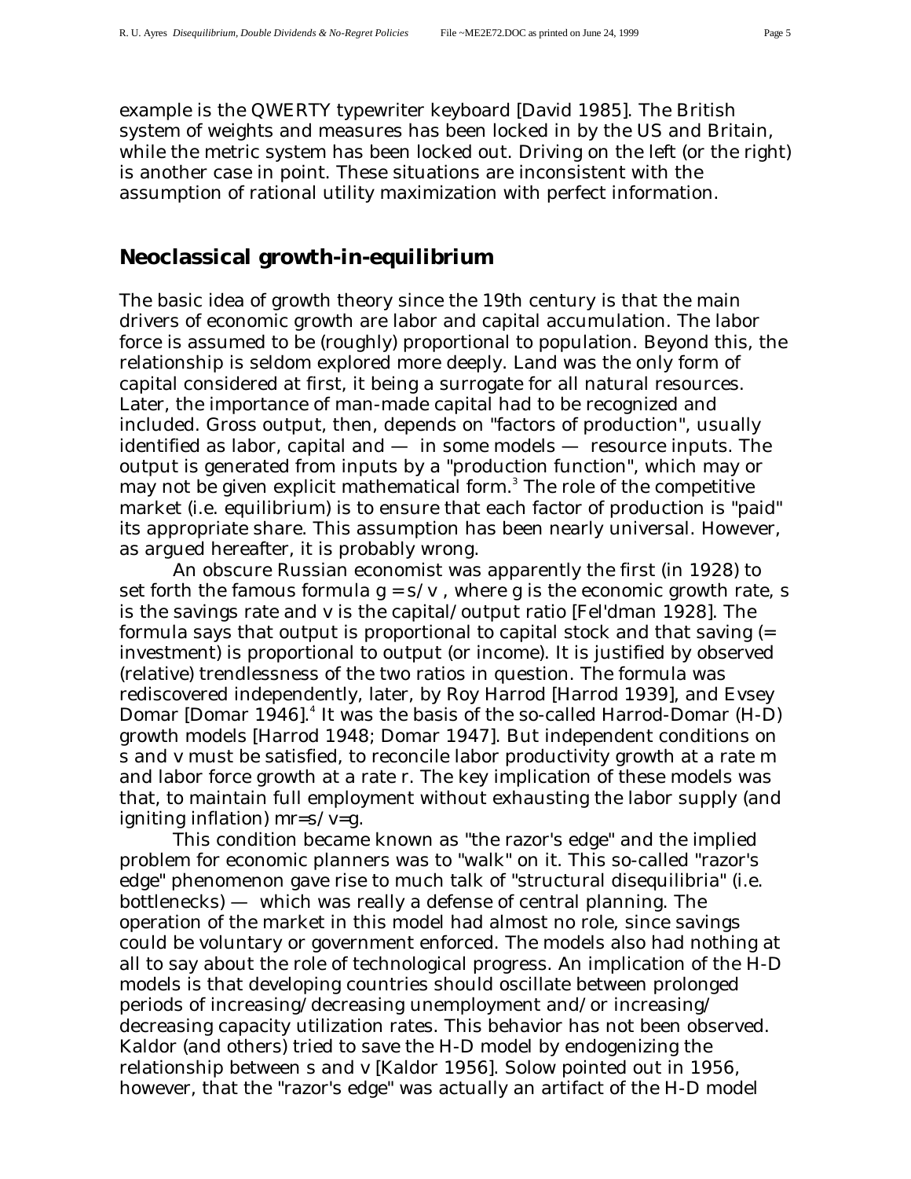example is the QWERTY typewriter keyboard [David 1985]. The British system of weights and measures has been locked in by the US and Britain, while the metric system has been locked out. Driving on the left (or the right) is another case in point. These situations are inconsistent with the assumption of rational utility maximization with perfect information.

## Neoclassical growth-in-equilibrium

The basic idea of growth theory since the 19th century is that the main drivers of economic growth are labor and capital accumulation. The labor force is assumed to be (roughly) proportional to population. Beyond this, the relationship is seldom explored more deeply. Land was the only form of capital considered at first, it being a surrogate for all natural resources. Later, the importance of man-made capital had to be recognized and included. Gross output, then, depends on "factors of production", usually identified as labor, capital and — in some models — resource inputs. The output is generated from inputs by a "production function", which may or may not be given explicit mathematical form.[3] The role of the competitive market (i.e. equilibrium) is to ensure that each factor of production is "paid" its appropriate share. This assumption has been nearly universal. However, as argued hereafter, it is probably wrong.

An obscure Russian economist was apparently the first (in 1928) to set forth the famous formula $g = s/v$, where $g$ is the economic growth rate, $s$ is the savings rate and $v$ is the capital/output ratio [Fel'dman 1928]. The formula says that output is proportional to capital stock and that saving (= investment) is proportional to output (or income). It is justified by observed (relative) trendlessness of the two ratios in question. The formula was rediscovered independently, later, by Roy Harrod [Harrod 1939], and Evsey Domar [Domar 1946].[4] It was the basis of the so-called Harrod-Domar (H-D) growth models [Harrod 1948; Domar 1947]. But independent conditions on $s$ and $v$ must be satisfied, to reconcile labor productivity growth at a rate $m$ and labor force growth at a rate $r$. The key implication of these models was that, to maintain full employment without exhausting the labor supply (and igniting inflation) $mr=s/v=g$.

This condition became known as "the razor's edge" and the implied problem for economic planners was to "walk" on it. This so-called "razor's edge" phenomenon gave rise to much talk of "structural disequilibria" (i.e. bottlenecks) — which was really a defense of central planning. The operation of the market in this model had almost no role, since savings could be voluntary or government enforced. The models also had nothing at all to say about the role of technological progress. An implication of the H-D models is that developing countries should oscillate between prolonged periods of increasing/decreasing unemployment and/or increasing/decreasing capacity utilization rates. This behavior has not been observed. Kaldor (and others) tried to save the H-D model by endogenizing the relationship between $s$ and $v$ [Kaldor 1956]. Solow pointed out in 1956, however, that the "razor's edge" was actually an artifact of the H-D model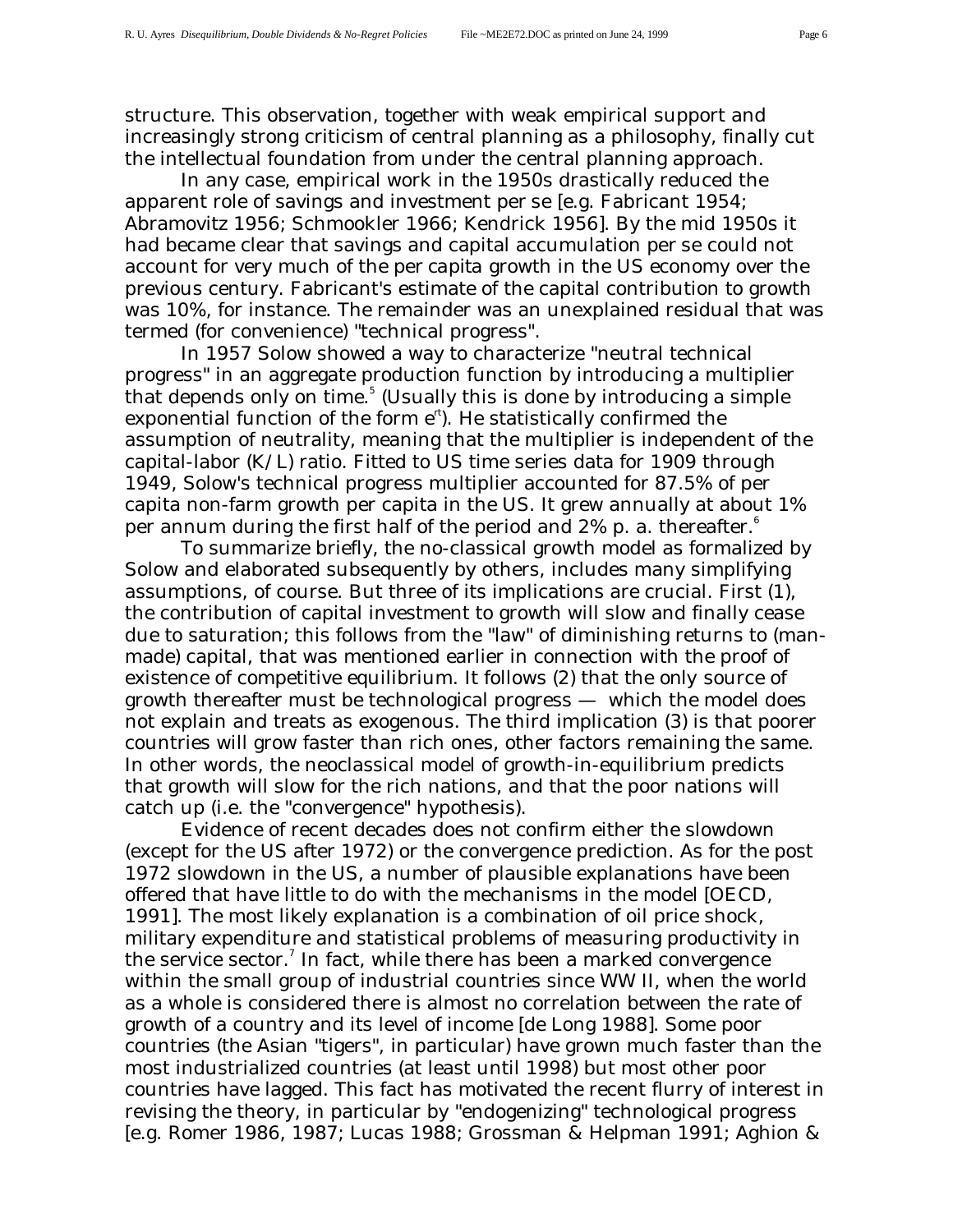structure. This observation, together with weak empirical support and increasingly strong criticism of central planning as a philosophy, finally cut the intellectual foundation from under the central planning approach.

In any case, empirical work in the 1950s drastically reduced the apparent role of savings and investment per se [e.g. Fabricant 1954; Abramovitz 1956; Schmookler 1966; Kendrick 1956]. By the mid 1950s it had became clear that savings and capital accumulation per se could not account for very much of the per capita growth in the US economy over the previous century. Fabricant's estimate of the capital contribution to growth was 10%, for instance. The remainder was an unexplained residual that was termed (for convenience) "technical progress".

In 1957 Solow showed a way to characterize "neutral technical progress" in an aggregate production function by introducing a multiplier that depends only on time.[5] (Usually this is done by introducing a simple exponential function of the form $e^{rt}$). He statistically confirmed the assumption of neutrality, meaning that the multiplier is independent of the capital-labor (K/L) ratio. Fitted to US time series data for 1909 through 1949, Solow's technical progress multiplier accounted for 87.5% of per capita non-farm growth per capita in the US. It grew annually at about 1% per annum during the first half of the period and 2% p. a. thereafter.[6]

To summarize briefly, the no-classical growth model as formalized by Solow and elaborated subsequently by others, includes many simplifying assumptions, of course. But three of its implications are crucial. First (1), the contribution of capital investment to growth will slow and finally cease due to saturation; this follows from the "law" of diminishing returns to (man-made) capital, that was mentioned earlier in connection with the proof of existence of competitive equilibrium. It follows (2) that the only source of growth thereafter must be technological progress — which the model does not explain and treats as exogenous. The third implication (3) is that poorer countries will grow faster than rich ones, other factors remaining the same. In other words, the neoclassical model of growth-in-equilibrium predicts that growth will slow for the rich nations, and that the poor nations will catch up (i.e. the "convergence" hypothesis).

Evidence of recent decades does not confirm either the slowdown (except for the US after 1972) or the convergence prediction. As for the post 1972 slowdown in the US, a number of plausible explanations have been offered that have little to do with the mechanisms in the model [OECD, 1991]. The most likely explanation is a combination of oil price shock, military expenditure and statistical problems of measuring productivity in the service sector.[7] In fact, while there has been a marked convergence within the small group of industrial countries since WW II, when the world as a whole is considered there is almost no correlation between the rate of growth of a country and its level of income [de Long 1988]. Some poor countries (the Asian "tigers", in particular) have grown much faster than the most industrialized countries (at least until 1998) but most other poor countries have lagged. This fact has motivated the recent flurry of interest in revising the theory, in particular by "endogenizing" technological progress [e.g. Romer 1986, 1987; Lucas 1988; Grossman & Helpman 1991; Aghion &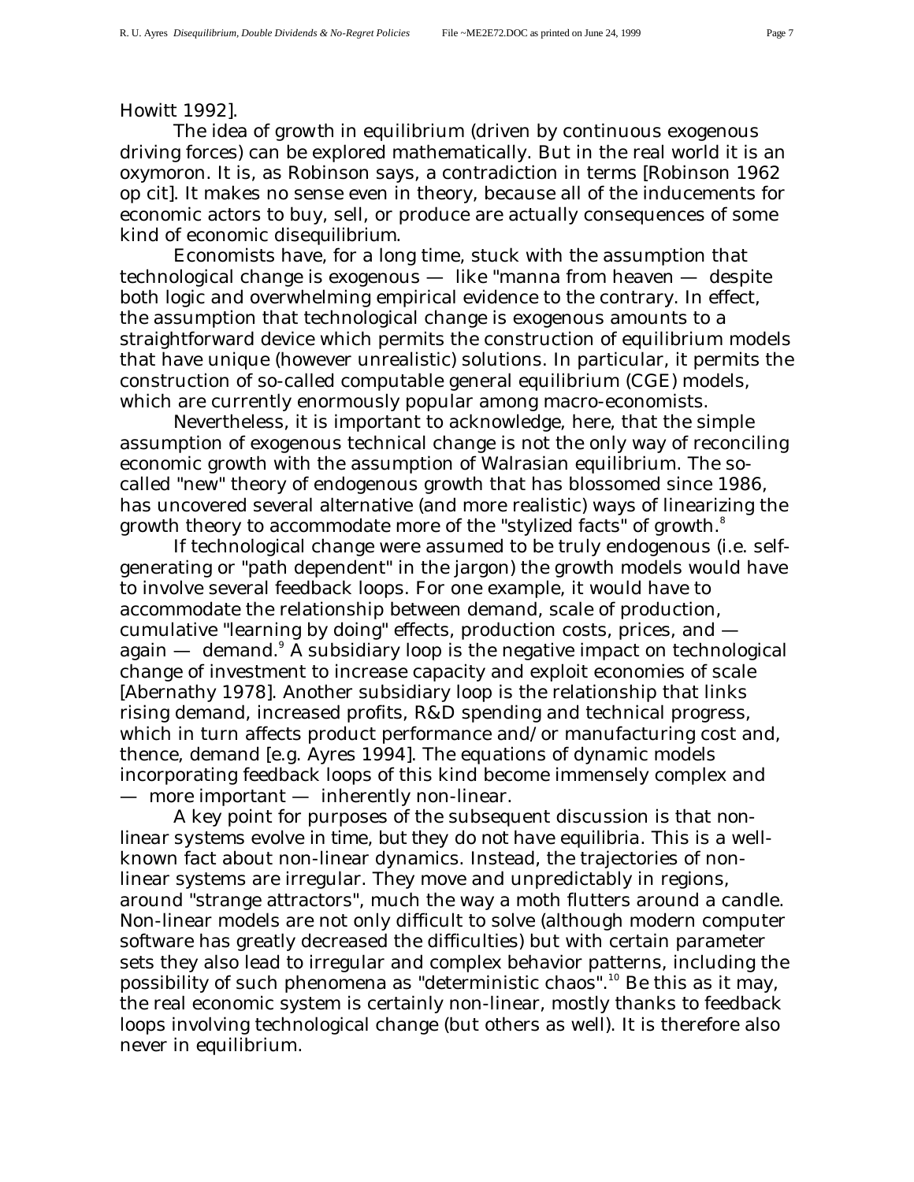Howitt 1992].

The idea of growth in equilibrium (driven by continuous exogenous driving forces) can be explored mathematically. But in the real world it is an oxymoron. It is, as Robinson says, a contradiction in terms [Robinson 1962 op cit]. It makes no sense even in theory, because all of the inducements for economic actors to buy, sell, or produce are actually consequences of some kind of economic disequilibrium.

Economists have, for a long time, stuck with the assumption that technological change is exogenous — like "manna from heaven — despite both logic and overwhelming empirical evidence to the contrary. In effect, the assumption that technological change is exogenous amounts to a straightforward device which permits the construction of equilibrium models that have unique (however unrealistic) solutions. In particular, it permits the construction of so-called computable general equilibrium (CGE) models, which are currently enormously popular among macro-economists.

Nevertheless, it is important to acknowledge, here, that the simple assumption of exogenous technical change is not the only way of reconciling economic growth with the assumption of Walrasian equilibrium. The so-called "new" theory of endogenous growth that has blossomed since 1986, has uncovered several alternative (and more realistic) ways of linearizing the growth theory to accommodate more of the "stylized facts" of growth.[8]

If technological change were assumed to be truly endogenous (i.e. self-generating or "path dependent" in the jargon) the growth models would have to involve several feedback loops. For one example, it would have to accommodate the relationship between demand, scale of production, cumulative "learning by doing" effects, production costs, prices, and — again — demand.[9] A subsidiary loop is the negative impact on technological change of investment to increase capacity and exploit economies of scale [Abernathy 1978]. Another subsidiary loop is the relationship that links rising demand, increased profits, R&D spending and technical progress, which in turn affects product performance and/or manufacturing cost and, thence, demand [e.g. Ayres 1994]. The equations of dynamic models incorporating feedback loops of this kind become immensely complex and — more important — inherently non-linear.

A key point for purposes of the subsequent discussion is that non-linear systems evolve in time, but they do not have equilibria. This is a well-known fact about non-linear dynamics. Instead, the trajectories of non-linear systems are irregular. They move and unpredictably in regions, around "strange attractors", much the way a moth flutters around a candle. Non-linear models are not only difficult to solve (although modern computer software has greatly decreased the difficulties) but with certain parameter sets they also lead to irregular and complex behavior patterns, including the possibility of such phenomena as "deterministic chaos".[10] Be this as it may, the real economic system is certainly non-linear, mostly thanks to feedback loops involving technological change (but others as well). It is therefore also never in equilibrium.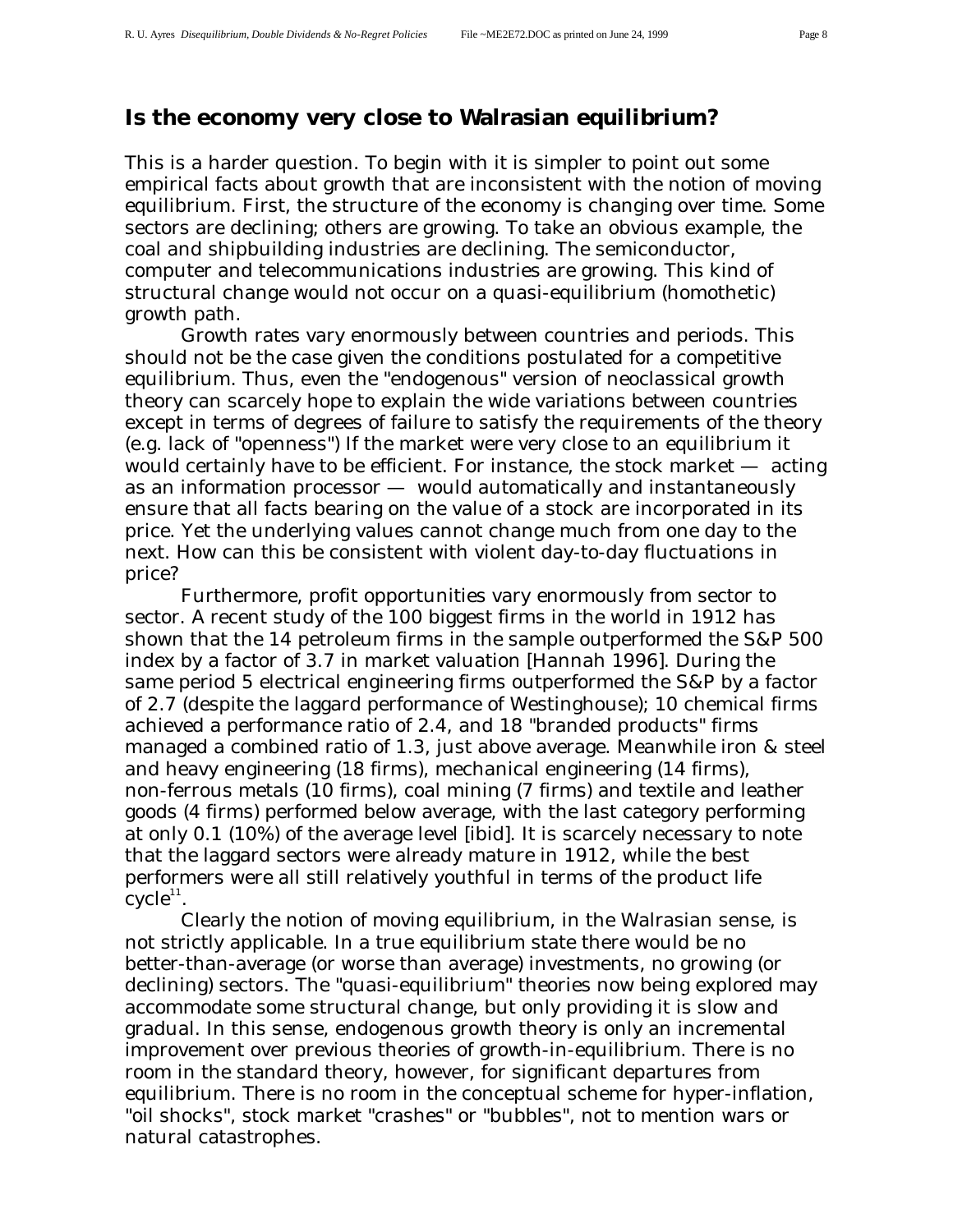## Is the economy very close to Walrasian equilibrium?

This is a harder question. To begin with it is simpler to point out some empirical facts about growth that are inconsistent with the notion of moving equilibrium. First, the structure of the economy is changing over time. Some sectors are declining; others are growing. To take an obvious example, the coal and shipbuilding industries are declining. The semiconductor, computer and telecommunications industries are growing. This kind of structural change would not occur on a quasi-equilibrium (homothetic) growth path.

Growth rates vary enormously between countries and periods. This should not be the case given the conditions postulated for a competitive equilibrium. Thus, even the "endogenous" version of neoclassical growth theory can scarcely hope to explain the wide variations between countries except in terms of degrees of failure to satisfy the requirements of the theory (e.g. lack of "openness") If the market were very close to an equilibrium it would certainly have to be efficient. For instance, the stock market — acting as an information processor — would automatically and instantaneously ensure that all facts bearing on the value of a stock are incorporated in its price. Yet the underlying values cannot change much from one day to the next. How can this be consistent with violent day-to-day fluctuations in price?

Furthermore, profit opportunities vary enormously from sector to sector. A recent study of the 100 biggest firms in the world in 1912 has shown that the 14 petroleum firms in the sample outperformed the S&P 500 index by a factor of 3.7 in market valuation [Hannah 1996]. During the same period 5 electrical engineering firms outperformed the S&P by a factor of 2.7 (despite the laggard performance of Westinghouse); 10 chemical firms achieved a performance ratio of 2.4, and 18 "branded products" firms managed a combined ratio of 1.3, just above average. Meanwhile iron & steel and heavy engineering (18 firms), mechanical engineering (14 firms), non-ferrous metals (10 firms), coal mining (7 firms) and textile and leather goods (4 firms) performed below average, with the last category performing at only 0.1 (10%) of the average level [ibid]. It is scarcely necessary to note that the laggard sectors were already mature in 1912, while the best performers were all still relatively youthful in terms of the product life cycle[11].

Clearly the notion of moving equilibrium, in the Walrasian sense, is not strictly applicable. In a true equilibrium state there would be no better-than-average (or worse than average) investments, no growing (or declining) sectors. The "quasi-equilibrium" theories now being explored may accommodate some structural change, but only providing it is slow and gradual. In this sense, endogenous growth theory is only an incremental improvement over previous theories of growth-in-equilibrium. There is no room in the standard theory, however, for significant departures from equilibrium. There is no room in the conceptual scheme for hyper-inflation, "oil shocks", stock market "crashes" or "bubbles", not to mention wars or natural catastrophes.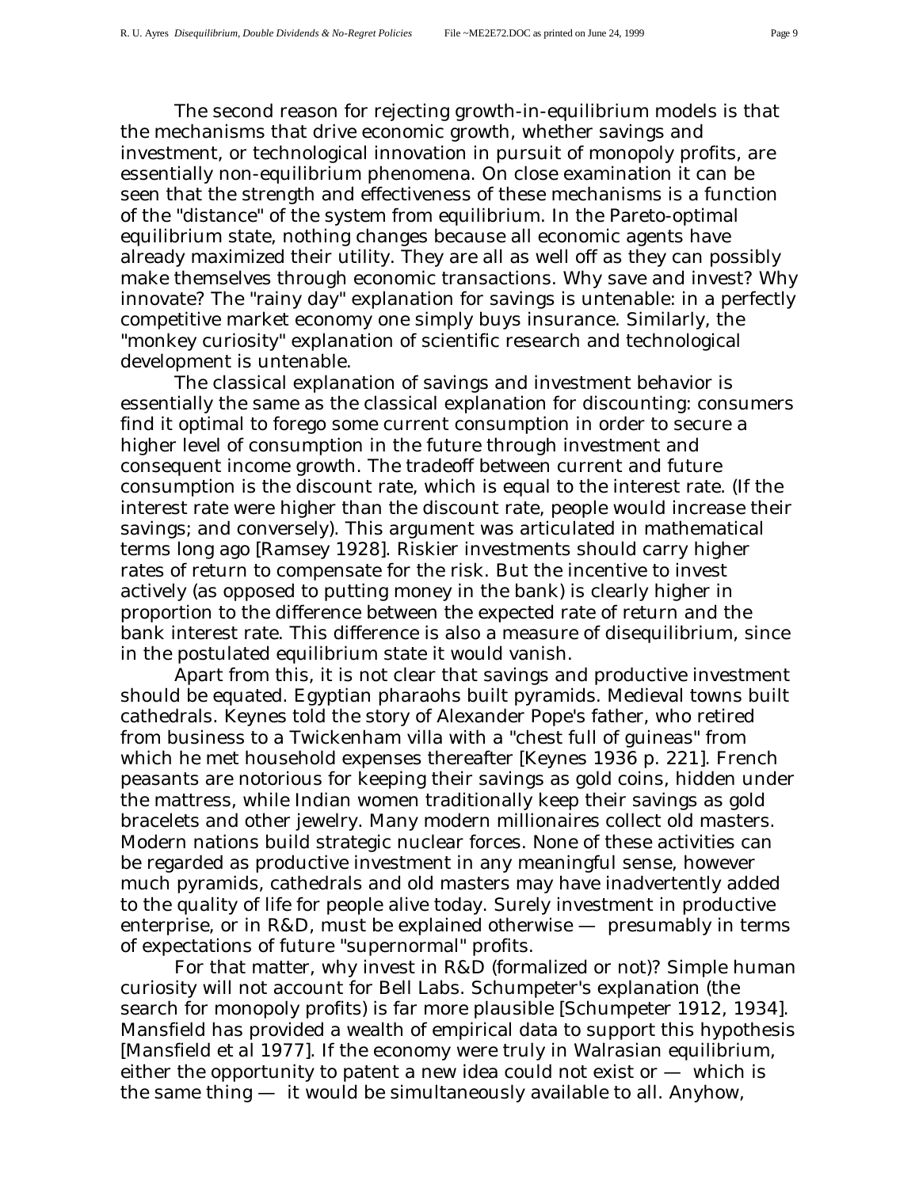The second reason for rejecting growth-in-equilibrium models is that the mechanisms that drive economic growth, whether savings and investment, or technological innovation in pursuit of monopoly profits, are essentially non-equilibrium phenomena. On close examination it can be seen that the strength and effectiveness of these mechanisms is a function of the "distance" of the system from equilibrium. In the Pareto-optimal equilibrium state, nothing changes because all economic agents have already maximized their utility. They are all as well off as they can possibly make themselves through economic transactions. Why save and invest? Why innovate? The "rainy day" explanation for savings is untenable: in a perfectly competitive market economy one simply buys insurance. Similarly, the "monkey curiosity" explanation of scientific research and technological development is untenable.

The classical explanation of savings and investment behavior is essentially the same as the classical explanation for discounting: consumers find it optimal to forego some current consumption in order to secure a higher level of consumption in the future through investment and consequent income growth. The tradeoff between current and future consumption is the discount rate, which is equal to the interest rate. (If the interest rate were higher than the discount rate, people would increase their savings; and conversely). This argument was articulated in mathematical terms long ago [Ramsey 1928]. Riskier investments should carry higher rates of return to compensate for the risk. But the incentive to invest actively (as opposed to putting money in the bank) is clearly higher in proportion to the difference between the expected rate of return and the bank interest rate. This difference is also a measure of disequilibrium, since in the postulated equilibrium state it would vanish.

Apart from this, it is not clear that savings and productive investment should be equated. Egyptian pharaohs built pyramids. Medieval towns built cathedrals. Keynes told the story of Alexander Pope's father, who retired from business to a Twickenham villa with a "chest full of guineas" from which he met household expenses thereafter [Keynes 1936 p. 221]. French peasants are notorious for keeping their savings as gold coins, hidden under the mattress, while Indian women traditionally keep their savings as gold bracelets and other jewelry. Many modern millionaires collect old masters. Modern nations build strategic nuclear forces. None of these activities can be regarded as productive investment in any meaningful sense, however much pyramids, cathedrals and old masters may have inadvertently added to the quality of life for people alive today. Surely investment in productive enterprise, or in R&D, must be explained otherwise — presumably in terms of expectations of future "supernormal" profits.

For that matter, why invest in R&D (formalized or not)? Simple human curiosity will not account for Bell Labs. Schumpeter's explanation (the search for monopoly profits) is far more plausible [Schumpeter 1912, 1934]. Mansfield has provided a wealth of empirical data to support this hypothesis [Mansfield et al 1977]. If the economy were truly in Walrasian equilibrium, either the opportunity to patent a new idea could not exist or — which is the same thing — it would be simultaneously available to all. Anyhow,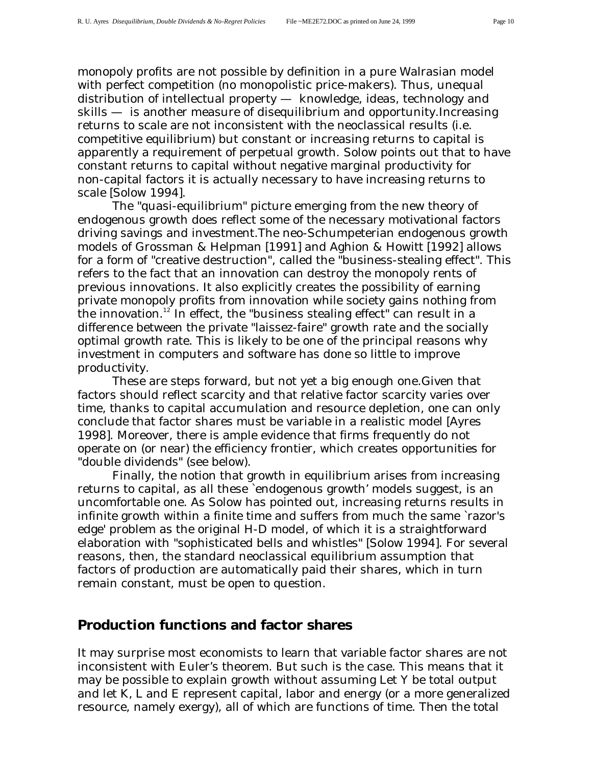monopoly profits are not possible by definition in a pure Walrasian model with perfect competition (no monopolistic price-makers). Thus, unequal distribution of intellectual property — knowledge, ideas, technology and skills — is another measure of disequilibrium and opportunity.Increasing returns to scale are not inconsistent with the neoclassical results (i.e. competitive equilibrium) but constant or increasing returns to capital is apparently a requirement of perpetual growth. Solow points out that to have constant returns to capital without negative marginal productivity for non-capital factors it is actually necessary to have increasing returns to scale [Solow 1994].

The "quasi-equilibrium" picture emerging from the new theory of endogenous growth does reflect some of the necessary motivational factors driving savings and investment.The neo-Schumpeterian endogenous growth models of Grossman & Helpman [1991] and Aghion & Howitt [1992] allows for a form of "creative destruction", called the "business-stealing effect". This refers to the fact that an innovation can destroy the monopoly rents of previous innovations. It also explicitly creates the possibility of earning private monopoly profits from innovation while society gains nothing from the innovation.[12] In effect, the "business stealing effect" can result in a difference between the private "laissez-faire" growth rate and the socially optimal growth rate. This is likely to be one of the principal reasons why investment in computers and software has done so little to improve productivity.

These are steps forward, but not yet a big enough one.Given that factors should reflect scarcity and that relative factor scarcity varies over time, thanks to capital accumulation and resource depletion, one can only conclude that factor shares must be variable in a realistic model [Ayres 1998]. Moreover, there is ample evidence that firms frequently do not operate on (or near) the efficiency frontier, which creates opportunities for "double dividends" (see below).

Finally, the notion that growth in equilibrium arises from increasing returns to capital, as all these `endogenous growth' models suggest, is an uncomfortable one. As Solow has pointed out, increasing returns results in infinite growth within a finite time and suffers from much the same `razor's edge' problem as the original H-D model, of which it is a straightforward elaboration with "sophisticated bells and whistles" [Solow 1994]. For several reasons, then, the standard neoclassical equilibrium assumption that factors of production are automatically paid their shares, which in turn remain constant, must be open to question.

## Production functions and factor shares

It may surprise most economists to learn that variable factor shares are not inconsistent with Euler's theorem. But such is the case. This means that it may be possible to explain growth without assuming Let $Y$ be total output and let $K$, $L$ and $E$ represent capital, labor and energy (or a more generalized resource, namely exergy), all of which are functions of time. Then the total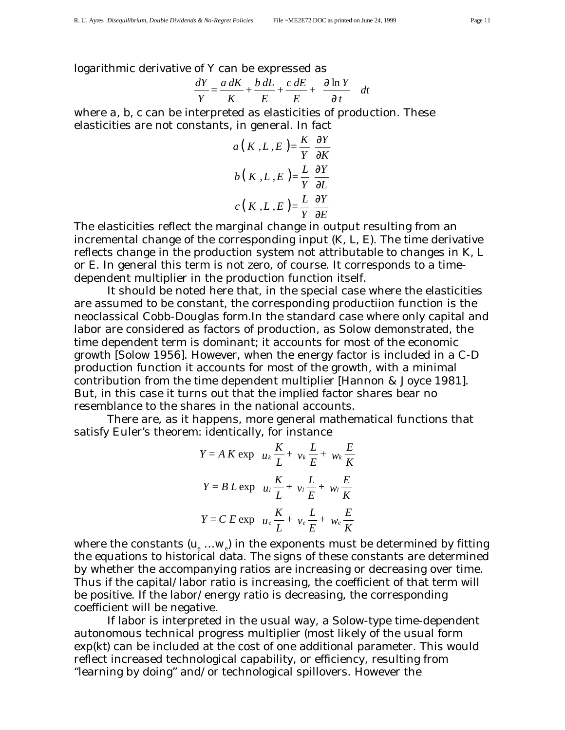logarithmic derivative of Y can be expressed as

$$\frac{dY}{Y} = \frac{a\,dK}{K} + \frac{b\,dL}{E} + \frac{c\,dE}{E} + \frac{\partial \ln Y}{\partial t} \quad dt$$

where a, b, c can be interpreted as elasticities of production. These elasticities are not constants, in general. In fact

$$a(K, L, E) = \frac{K}{Y}\frac{\partial Y}{\partial K}$$

$$b(K, L, E) = \frac{L}{Y}\frac{\partial Y}{\partial L}$$

$$c(K, L, E) = \frac{L}{Y}\frac{\partial Y}{\partial E}$$

The elasticities reflect the marginal change in output resulting from an incremental change of the corresponding input (K, L, E). The time derivative reflects change in the production system not attributable to changes in K, L or E. In general this term is not zero, of course. It corresponds to a time-dependent multiplier in the production function itself.

It should be noted here that, in the special case where the elasticities are assumed to be constant, the corresponding productiion function is the neoclassical Cobb-Douglas form.In the standard case where only capital and labor are considered as factors of production, as Solow demonstrated, the time dependent term is dominant; it accounts for most of the economic growth [Solow 1956]. However, when the energy factor is included in a C-D production function it accounts for most of the growth, with a minimal contribution from the time dependent multiplier [Hannon & Joyce 1981]. But, in this case it turns out that the implied factor shares bear no resemblance to the shares in the national accounts.

There are, as it happens, more general mathematical functions that satisfy Euler's theorem: identically, for instance

$$Y = A\,K \exp\left( u_k \frac{K}{L} + v_k \frac{L}{E} + w_k \frac{E}{K} \right)$$

$$Y = B\,L \exp\left( u_l \frac{K}{L} + v_l \frac{L}{E} + w_l \frac{E}{K} \right)$$

$$Y = C\,E \exp\left( u_e \frac{K}{L} + v_e \frac{L}{E} + w_e \frac{E}{K} \right)$$

where the constants ($u_e \ldots w_e$) in the exponents must be determined by fitting the equations to historical data. The signs of these constants are determined by whether the accompanying ratios are increasing or decreasing over time. Thus if the capital/labor ratio is increasing, the coefficient of that term will be positive. If the labor/energy ratio is decreasing, the corresponding coefficient will be negative.

If labor is interpreted in the usual way, a Solow-type time-dependent autonomous technical progress multiplier (most likely of the usual form exp(kt) can be included at the cost of one additional parameter. This would reflect increased technological capability, or efficiency, resulting from "learning by doing" and/or technological spillovers. However the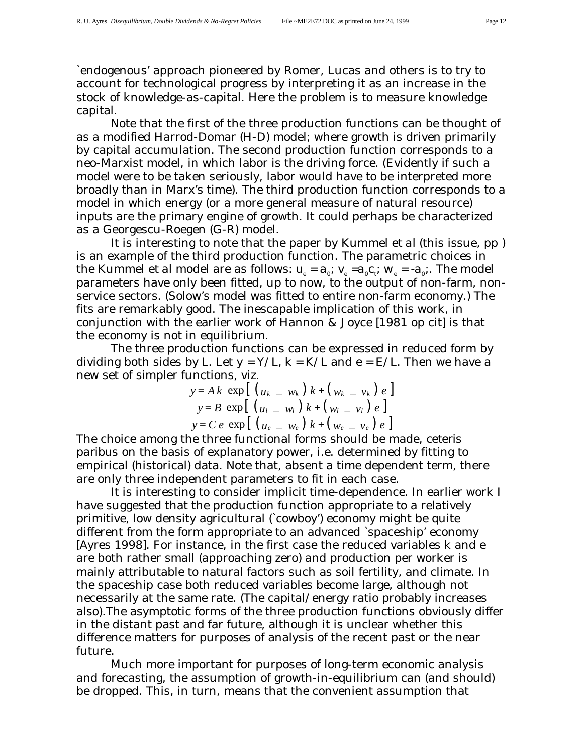`endogenous' approach pioneered by Romer, Lucas and others is to try to account for technological progress by interpreting it as an increase in the stock of knowledge-as-capital. Here the problem is to measure knowledge capital.

Note that the first of the three production functions can be thought of as a modified Harrod-Domar (H-D) model; where growth is driven primarily by capital accumulation. The second production function corresponds to a neo-Marxist model, in which labor is the driving force. (Evidently if such a model were to be taken seriously, labor would have to be interpreted more broadly than in Marx's time). The third production function corresponds to a model in which energy (or a more general measure of natural resource) inputs are the primary engine of growth. It could perhaps be characterized as a Georgescu-Roegen (G-R) model.

It is interesting to note that the paper by Kummel et al (this issue, pp ) is an example of the third production function. The parametric choices in the Kummel et al model are as follows: $u_e = a_0$; $v_e = a_0 c_t$; $w_e = -a_0$;. The model parameters have only been fitted, up to now, to the output of non-farm, non-service sectors. (Solow's model was fitted to entire non-farm economy.) The fits are remarkably good. The inescapable implication of this work, in conjunction with the earlier work of Hannon & Joyce [1981 op cit] is that the economy is not in equilibrium.

The three production functions can be expressed in reduced form by dividing both sides by L. Let $y = Y/L$, $k = K/L$ and $e = E/L$. Then we have a new set of simpler functions, viz.

$$y = A\,k\,\exp\left[\left(u_k - w_k\right)k + \left(w_k - v_k\right)e\right]$$

$$y = B\,\exp\left[\left(u_l - w_l\right)k + \left(w_l - v_l\right)e\right]$$

$$y = C\,e\,\exp\left[\left(u_e - w_e\right)k + \left(w_e - v_e\right)e\right]$$

The choice among the three functional forms should be made, ceteris paribus on the basis of explanatory power, i.e. determined by fitting to empirical (historical) data. Note that, absent a time dependent term, there are only three independent parameters to fit in each case.

It is interesting to consider implicit time-dependence. In earlier work I have suggested that the production function appropriate to a relatively primitive, low density agricultural (`cowboy') economy might be quite different from the form appropriate to an advanced `spaceship' economy [Ayres 1998]. For instance, in the first case the reduced variables k and e are both rather small (approaching zero) and production per worker is mainly attributable to natural factors such as soil fertility, and climate. In the spaceship case both reduced variables become large, although not necessarily at the same rate. (The capital/energy ratio probably increases also).The asymptotic forms of the three production functions obviously differ in the distant past and far future, although it is unclear whether this difference matters for purposes of analysis of the recent past or the near future.

Much more important for purposes of long-term economic analysis and forecasting, the assumption of growth-in-equilibrium can (and should) be dropped. This, in turn, means that the convenient assumption that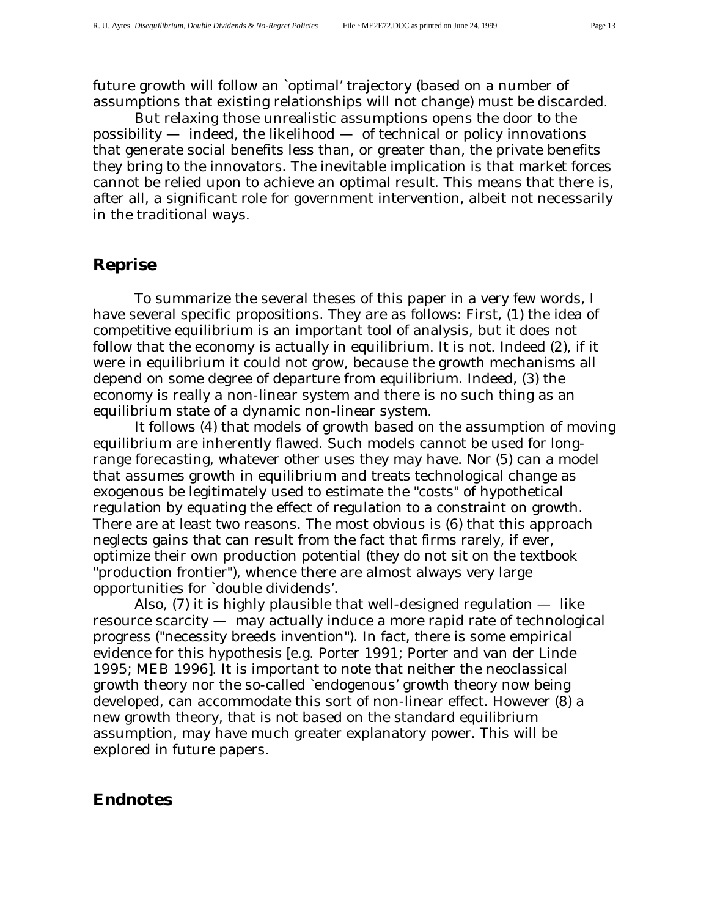future growth will follow an `optimal' trajectory (based on a number of assumptions that existing relationships will not change) must be discarded.

But relaxing those unrealistic assumptions opens the door to the possibility — indeed, the likelihood — of technical or policy innovations that generate social benefits less than, or greater than, the private benefits they bring to the innovators. The inevitable implication is that market forces cannot be relied upon to achieve an optimal result. This means that there is, after all, a significant role for government intervention, albeit not necessarily in the traditional ways.

## Reprise

To summarize the several theses of this paper in a very few words, I have several specific propositions. They are as follows: First, (1) the idea of competitive equilibrium is an important tool of analysis, but it does not follow that the economy is actually in equilibrium. It is not. Indeed (2), if it were in equilibrium it could not grow, because the growth mechanisms all depend on some degree of departure from equilibrium. Indeed, (3) the economy is really a non-linear system and there is no such thing as an equilibrium state of a dynamic non-linear system.

It follows (4) that models of growth based on the assumption of moving equilibrium are inherently flawed. Such models cannot be used for long-range forecasting, whatever other uses they may have. Nor (5) can a model that assumes growth in equilibrium and treats technological change as exogenous be legitimately used to estimate the "costs" of hypothetical regulation by equating the effect of regulation to a constraint on growth. There are at least two reasons. The most obvious is (6) that this approach neglects gains that can result from the fact that firms rarely, if ever, optimize their own production potential (they do not sit on the textbook "production frontier"), whence there are almost always very large opportunities for `double dividends'.

Also, (7) it is highly plausible that well-designed regulation — like resource scarcity — may actually induce a more rapid rate of technological progress ("necessity breeds invention"). In fact, there is some empirical evidence for this hypothesis [e.g. Porter 1991; Porter and van der Linde 1995; MEB 1996]. It is important to note that neither the neoclassical growth theory nor the so-called `endogenous' growth theory now being developed, can accommodate this sort of non-linear effect. However (8) a new growth theory, that is not based on the standard equilibrium assumption, may have much greater explanatory power. This will be explored in future papers.

## Endnotes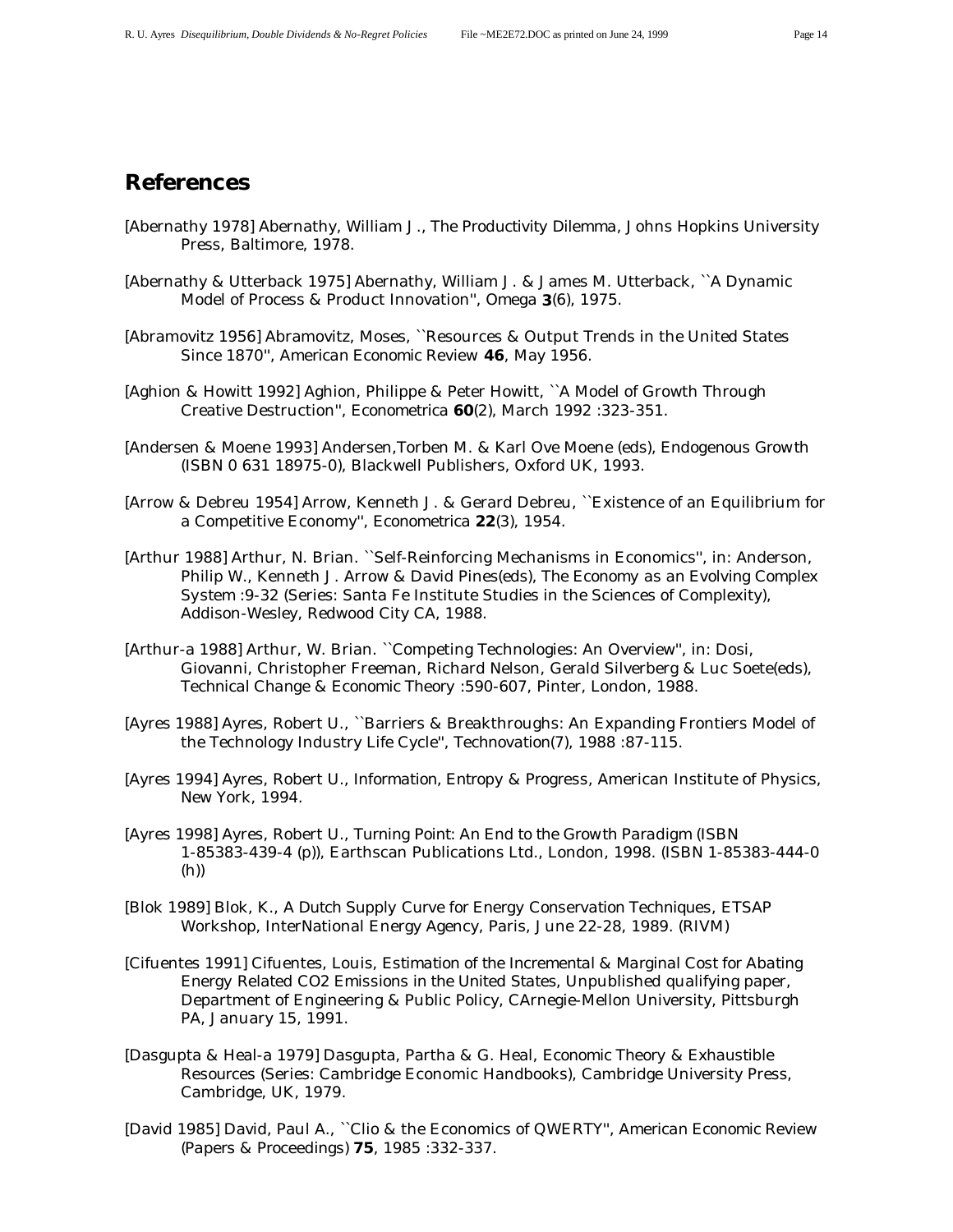## References

[Abernathy 1978] Abernathy, William J., The Productivity Dilemma, Johns Hopkins University Press, Baltimore, 1978.

[Abernathy & Utterback 1975] Abernathy, William J. & James M. Utterback, ``A Dynamic Model of Process & Product Innovation'', Omega **3**(6), 1975.

[Abramovitz 1956] Abramovitz, Moses, ``Resources & Output Trends in the United States Since 1870'', American Economic Review **46**, May 1956.

[Aghion & Howitt 1992] Aghion, Philippe & Peter Howitt, ``A Model of Growth Through Creative Destruction'', Econometrica **60**(2), March 1992 :323-351.

[Andersen & Moene 1993] Andersen,Torben M. & Karl Ove Moene (eds), Endogenous Growth (ISBN 0 631 18975-0), Blackwell Publishers, Oxford UK, 1993.

[Arrow & Debreu 1954] Arrow, Kenneth J. & Gerard Debreu, ``Existence of an Equilibrium for a Competitive Economy'', Econometrica **22**(3), 1954.

[Arthur 1988] Arthur, N. Brian. ``Self-Reinforcing Mechanisms in Economics'', in: Anderson, Philip W., Kenneth J. Arrow & David Pines(eds), The Economy as an Evolving Complex System :9-32 (Series: Santa Fe Institute Studies in the Sciences of Complexity), Addison-Wesley, Redwood City CA, 1988.

[Arthur-a 1988] Arthur, W. Brian. ``Competing Technologies: An Overview'', in: Dosi, Giovanni, Christopher Freeman, Richard Nelson, Gerald Silverberg & Luc Soete(eds), Technical Change & Economic Theory :590-607, Pinter, London, 1988.

[Ayres 1988] Ayres, Robert U., ``Barriers & Breakthroughs: An Expanding Frontiers Model of the Technology Industry Life Cycle'', Technovation(7), 1988 :87-115.

[Ayres 1994] Ayres, Robert U., Information, Entropy & Progress, American Institute of Physics, New York, 1994.

[Ayres 1998] Ayres, Robert U., Turning Point: An End to the Growth Paradigm (ISBN 1-85383-439-4 (p)), Earthscan Publications Ltd., London, 1998. (ISBN 1-85383-444-0 (h))

[Blok 1989] Blok, K., A Dutch Supply Curve for Energy Conservation Techniques, ETSAP Workshop, InterNational Energy Agency, Paris, June 22-28, 1989. (RIVM)

[Cifuentes 1991] Cifuentes, Louis, Estimation of the Incremental & Marginal Cost for Abating Energy Related CO2 Emissions in the United States, Unpublished qualifying paper, Department of Engineering & Public Policy, CArnegie-Mellon University, Pittsburgh PA, January 15, 1991.

[Dasgupta & Heal-a 1979] Dasgupta, Partha & G. Heal, Economic Theory & Exhaustible Resources (Series: Cambridge Economic Handbooks), Cambridge University Press, Cambridge, UK, 1979.

[David 1985] David, Paul A., ``Clio & the Economics of QWERTY'', American Economic Review (Papers & Proceedings) **75**, 1985 :332-337.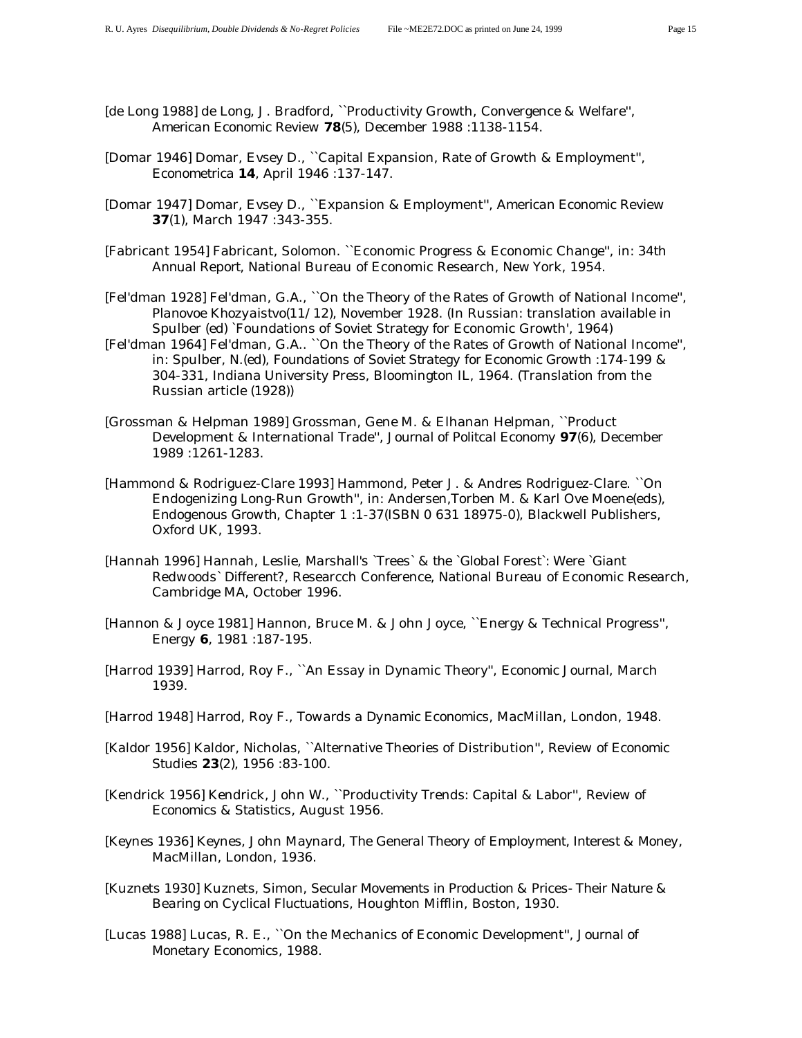[de Long 1988] de Long, J. Bradford, ``Productivity Growth, Convergence & Welfare'', *American Economic Review* **78**(5), December 1988 :1138-1154.

[Domar 1946] Domar, Evsey D., ``Capital Expansion, Rate of Growth & Employment'', *Econometrica* **14**, April 1946 :137-147.

[Domar 1947] Domar, Evsey D., ``Expansion & Employment'', *American Economic Review* **37**(1), March 1947 :343-355.

[Fabricant 1954] Fabricant, Solomon. ``Economic Progress & Economic Change'', in: 34th Annual Report, National Bureau of Economic Research, New York, 1954.

[Fel'dman 1928] Fel'dman, G.A., ``On the Theory of the Rates of Growth of National Income'', *Planovoe Khozyaistvo*(11/12), November 1928. (In Russian: translation available in Spulber (ed) `Foundations of Soviet Strategy for Economic Growth', 1964)

[Fel'dman 1964] Fel'dman, G.A.. ``On the Theory of the Rates of Growth of National Income'', in: Spulber, N.(ed), *Foundations of Soviet Strategy for Economic Growth* :174-199 & 304-331, Indiana University Press, Bloomington IL, 1964. (Translation from the Russian article (1928))

[Grossman & Helpman 1989] Grossman, Gene M. & Elhanan Helpman, ``Product Development & International Trade'', *Journal of Politcal Economy* **97**(6), December 1989 :1261-1283.

[Hammond & Rodriguez-Clare 1993] Hammond, Peter J. & Andres Rodriguez-Clare. ``On Endogenizing Long-Run Growth'', in: Andersen,Torben M. & Karl Ove Moene(eds), *Endogenous Growth*, Chapter 1 :1-37(ISBN 0 631 18975-0), Blackwell Publishers, Oxford UK, 1993.

[Hannah 1996] Hannah, Leslie, Marshall's `Trees` & the `Global Forest`: Were `Giant Redwoods` Different?, Researcch Conference, National Bureau of Economic Research, Cambridge MA, October 1996.

[Hannon & Joyce 1981] Hannon, Bruce M. & John Joyce, ``Energy & Technical Progress'', *Energy* **6**, 1981 :187-195.

[Harrod 1939] Harrod, Roy F., ``An Essay in Dynamic Theory'', *Economic Journal*, March 1939.

[Harrod 1948] Harrod, Roy F., *Towards a Dynamic Economics*, MacMillan, London, 1948.

[Kaldor 1956] Kaldor, Nicholas, ``Alternative Theories of Distribution'', *Review of Economic Studies* **23**(2), 1956 :83-100.

[Kendrick 1956] Kendrick, John W., ``Productivity Trends: Capital & Labor'', *Review of Economics & Statistics*, August 1956.

[Keynes 1936] Keynes, John Maynard, *The General Theory of Employment, Interest & Money*, MacMillan, London, 1936.

[Kuznets 1930] Kuznets, Simon, *Secular Movements in Production & Prices- Their Nature & Bearing on Cyclical Fluctuations*, Houghton Mifflin, Boston, 1930.

[Lucas 1988] Lucas, R. E., ``On the Mechanics of Economic Development'', *Journal of Monetary Economics*, 1988.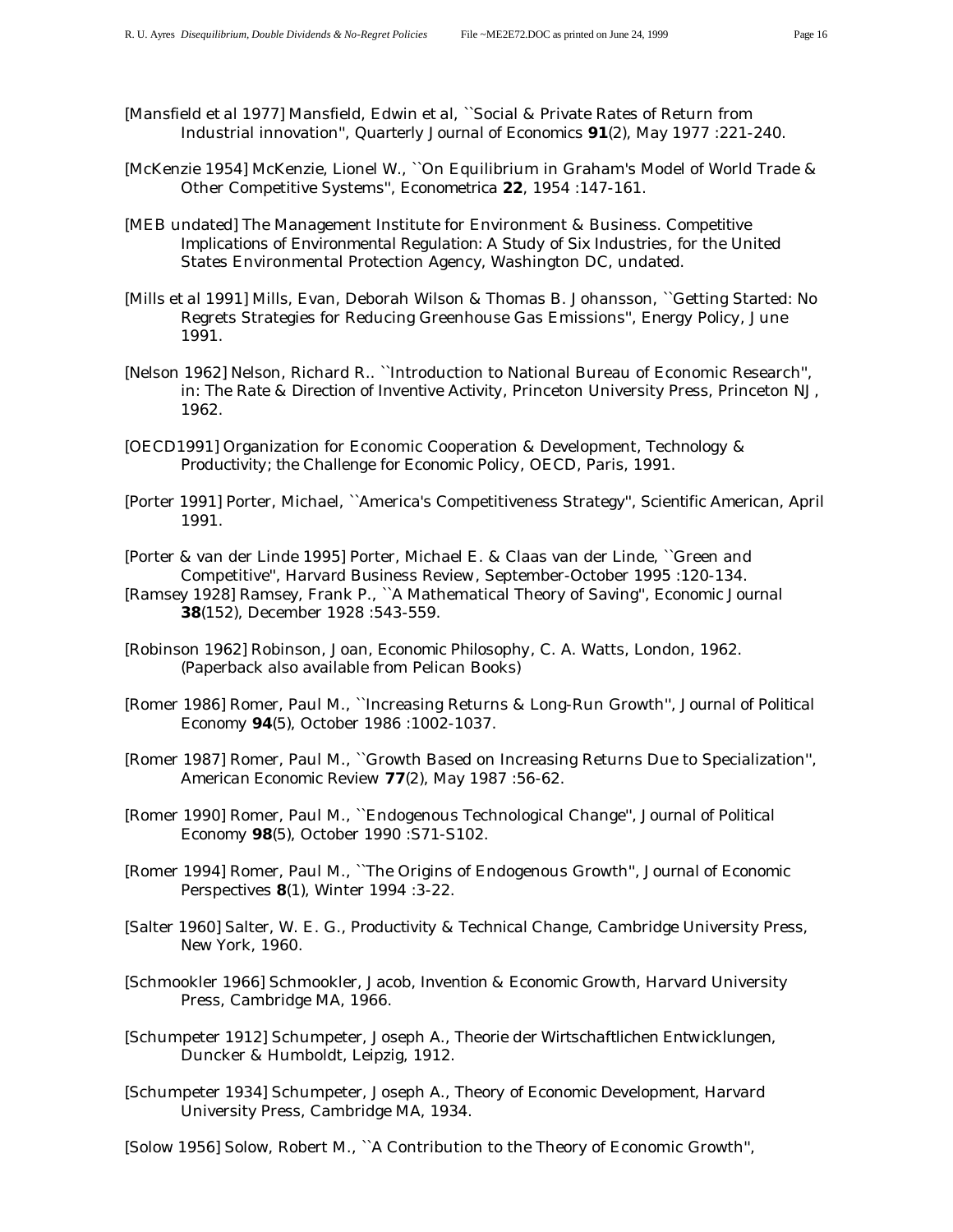[Mansfield et al 1977] Mansfield, Edwin et al, ``Social & Private Rates of Return from Industrial innovation'', Quarterly Journal of Economics **91**(2), May 1977 :221-240.

[McKenzie 1954] McKenzie, Lionel W., ``On Equilibrium in Graham's Model of World Trade & Other Competitive Systems'', Econometrica **22**, 1954 :147-161.

[MEB undated] The Management Institute for Environment & Business. Competitive Implications of Environmental Regulation: A Study of Six Industries, for the United States Environmental Protection Agency, Washington DC, undated.

[Mills et al 1991] Mills, Evan, Deborah Wilson & Thomas B. Johansson, ``Getting Started: No Regrets Strategies for Reducing Greenhouse Gas Emissions'', Energy Policy, June 1991.

[Nelson 1962] Nelson, Richard R.. ``Introduction to National Bureau of Economic Research'', in: The Rate & Direction of Inventive Activity, Princeton University Press, Princeton NJ, 1962.

[OECD1991] Organization for Economic Cooperation & Development, Technology & Productivity; the Challenge for Economic Policy, OECD, Paris, 1991.

[Porter 1991] Porter, Michael, ``America's Competitiveness Strategy'', Scientific American, April 1991.

[Porter & van der Linde 1995] Porter, Michael E. & Claas van der Linde, ``Green and Competitive'', Harvard Business Review, September-October 1995 :120-134.

[Ramsey 1928] Ramsey, Frank P., ``A Mathematical Theory of Saving'', Economic Journal **38**(152), December 1928 :543-559.

[Robinson 1962] Robinson, Joan, Economic Philosophy, C. A. Watts, London, 1962. (Paperback also available from Pelican Books)

[Romer 1986] Romer, Paul M., ``Increasing Returns & Long-Run Growth'', Journal of Political Economy **94**(5), October 1986 :1002-1037.

[Romer 1987] Romer, Paul M., ``Growth Based on Increasing Returns Due to Specialization'', American Economic Review **77**(2), May 1987 :56-62.

[Romer 1990] Romer, Paul M., ``Endogenous Technological Change'', Journal of Political Economy **98**(5), October 1990 :S71-S102.

[Romer 1994] Romer, Paul M., ``The Origins of Endogenous Growth'', Journal of Economic Perspectives **8**(1), Winter 1994 :3-22.

[Salter 1960] Salter, W. E. G., Productivity & Technical Change, Cambridge University Press, New York, 1960.

[Schmookler 1966] Schmookler, Jacob, Invention & Economic Growth, Harvard University Press, Cambridge MA, 1966.

[Schumpeter 1912] Schumpeter, Joseph A., Theorie der Wirtschaftlichen Entwicklungen, Duncker & Humboldt, Leipzig, 1912.

[Schumpeter 1934] Schumpeter, Joseph A., Theory of Economic Development, Harvard University Press, Cambridge MA, 1934.

[Solow 1956] Solow, Robert M., ``A Contribution to the Theory of Economic Growth'',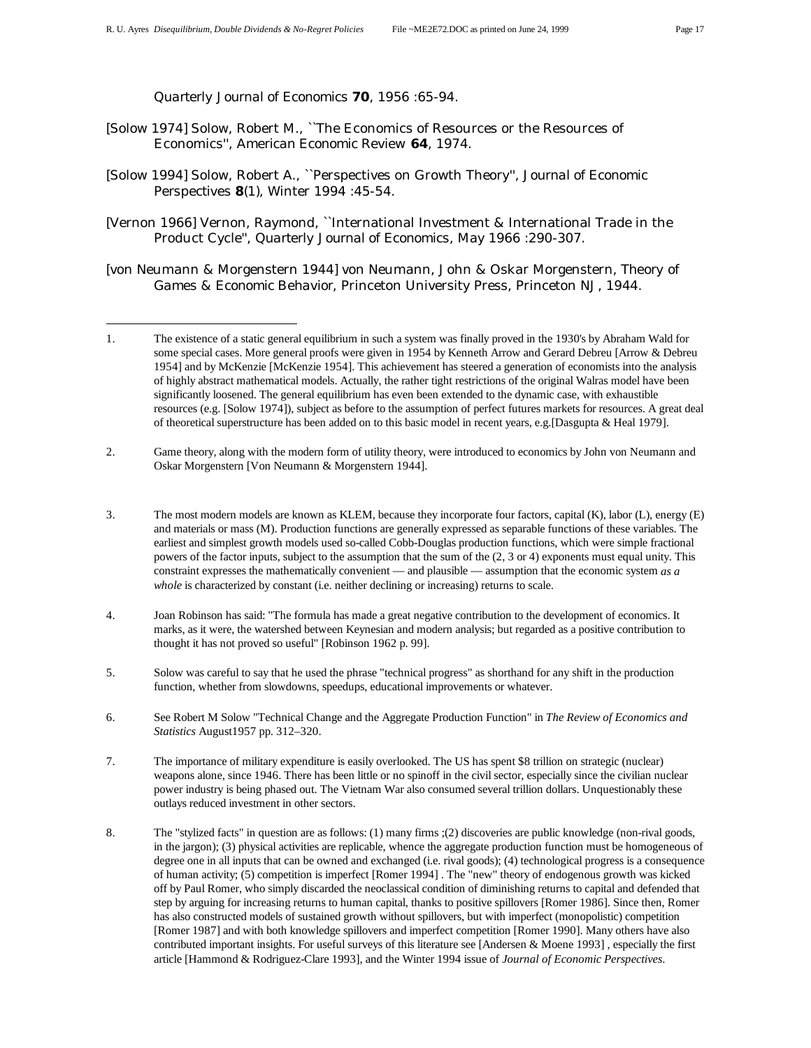Quarterly Journal of Economics **70**, 1956 :65-94.

[Solow 1974] Solow, Robert M., ``The Economics of Resources or the Resources of Economics'', American Economic Review **64**, 1974.

[Solow 1994] Solow, Robert A., ``Perspectives on Growth Theory'', Journal of Economic Perspectives **8**(1), Winter 1994 :45-54.

[Vernon 1966] Vernon, Raymond, ``International Investment & International Trade in the Product Cycle'', Quarterly Journal of Economics, May 1966 :290-307.

[von Neumann & Morgenstern 1944] von Neumann, John & Oskar Morgenstern, Theory of Games & Economic Behavior, Princeton University Press, Princeton NJ, 1944.

---

1. The existence of a static general equilibrium in such a system was finally proved in the 1930's by Abraham Wald for some special cases. More general proofs were given in 1954 by Kenneth Arrow and Gerard Debreu [Arrow & Debreu 1954] and by McKenzie [McKenzie 1954]. This achievement has steered a generation of economists into the analysis of highly abstract mathematical models. Actually, the rather tight restrictions of the original Walras model have been significantly loosened. The general equilibrium has even been extended to the dynamic case, with exhaustible resources (e.g. [Solow 1974]), subject as before to the assumption of perfect futures markets for resources. A great deal of theoretical superstructure has been added on to this basic model in recent years, e.g.[Dasgupta & Heal 1979].

2. Game theory, along with the modern form of utility theory, were introduced to economics by John von Neumann and Oskar Morgenstern [Von Neumann & Morgenstern 1944].

3. The most modern models are known as KLEM, because they incorporate four factors, capital (K), labor (L), energy (E) and materials or mass (M). Production functions are generally expressed as separable functions of these variables. The earliest and simplest growth models used so-called Cobb-Douglas production functions, which were simple fractional powers of the factor inputs, subject to the assumption that the sum of the (2, 3 or 4) exponents must equal unity. This constraint expresses the mathematically convenient — and plausible — assumption that the economic system *as a whole* is characterized by constant (i.e. neither declining or increasing) returns to scale.

4. Joan Robinson has said: "The formula has made a great negative contribution to the development of economics. It marks, as it were, the watershed between Keynesian and modern analysis; but regarded as a positive contribution to thought it has not proved so useful" [Robinson 1962 p. 99].

5. Solow was careful to say that he used the phrase "technical progress" as shorthand for any shift in the production function, whether from slowdowns, speedups, educational improvements or whatever.

6. See Robert M Solow "Technical Change and the Aggregate Production Function" in *The Review of Economics and Statistics* August1957 pp. 312–320.

7. The importance of military expenditure is easily overlooked. The US has spent $8 trillion on strategic (nuclear) weapons alone, since 1946. There has been little or no spinoff in the civil sector, especially since the civilian nuclear power industry is being phased out. The Vietnam War also consumed several trillion dollars. Unquestionably these outlays reduced investment in other sectors.

8. The "stylized facts" in question are as follows: (1) many firms ;(2) discoveries are public knowledge (non-rival goods, in the jargon); (3) physical activities are replicable, whence the aggregate production function must be homogeneous of degree one in all inputs that can be owned and exchanged (i.e. rival goods); (4) technological progress is a consequence of human activity; (5) competition is imperfect [Romer 1994] . The "new" theory of endogenous growth was kicked off by Paul Romer, who simply discarded the neoclassical condition of diminishing returns to capital and defended that step by arguing for increasing returns to human capital, thanks to positive spillovers [Romer 1986]. Since then, Romer has also constructed models of sustained growth without spillovers, but with imperfect (monopolistic) competition [Romer 1987] and with both knowledge spillovers and imperfect competition [Romer 1990]. Many others have also contributed important insights. For useful surveys of this literature see [Andersen & Moene 1993] , especially the first article [Hammond & Rodriguez-Clare 1993], and the Winter 1994 issue of *Journal of Economic Perspectives*.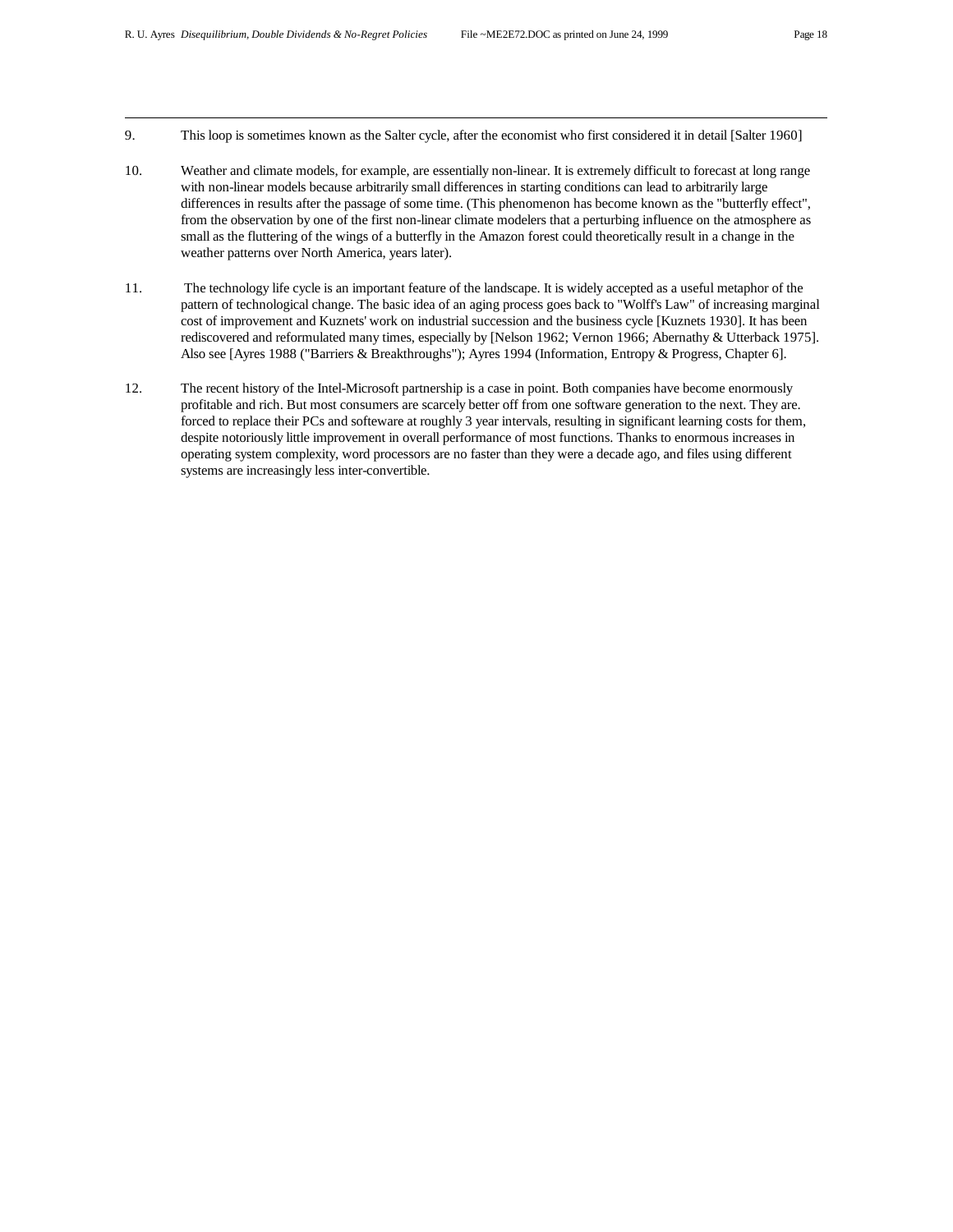9. This loop is sometimes known as the Salter cycle, after the economist who first considered it in detail [Salter 1960]

10. Weather and climate models, for example, are essentially non-linear. It is extremely difficult to forecast at long range with non-linear models because arbitrarily small differences in starting conditions can lead to arbitrarily large differences in results after the passage of some time. (This phenomenon has become known as the "butterfly effect", from the observation by one of the first non-linear climate modelers that a perturbing influence on the atmosphere as small as the fluttering of the wings of a butterfly in the Amazon forest could theoretically result in a change in the weather patterns over North America, years later).

11. The technology life cycle is an important feature of the landscape. It is widely accepted as a useful metaphor of the pattern of technological change. The basic idea of an aging process goes back to "Wolff's Law" of increasing marginal cost of improvement and Kuznets' work on industrial succession and the business cycle [Kuznets 1930]. It has been rediscovered and reformulated many times, especially by [Nelson 1962; Vernon 1966; Abernathy & Utterback 1975]. Also see [Ayres 1988 ("Barriers & Breakthroughs"); Ayres 1994 (Information, Entropy & Progress, Chapter 6].

12. The recent history of the Intel-Microsoft partnership is a case in point. Both companies have become enormously profitable and rich. But most consumers are scarcely better off from one software generation to the next. They are. forced to replace their PCs and softeware at roughly 3 year intervals, resulting in significant learning costs for them, despite notoriously little improvement in overall performance of most functions. Thanks to enormous increases in operating system complexity, word processors are no faster than they were a decade ago, and files using different systems are increasingly less inter-convertible.